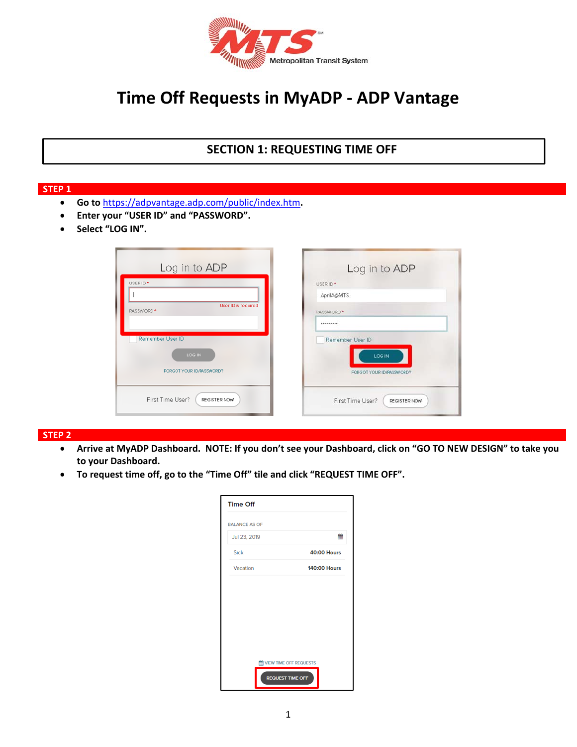# Time Off Requests in MyADP - ADP Vantage

## SECTION 1: REQUESTING TIME OFF

### STEP 1

- **Go to [https://adpvantage.adp.com/public/index.htm](https://adpvantage.adp.com/public/index.htm).**
- **Enter your "USER ID" and "PASSWORD".**
- **Select "LOG IN".**

### STEP 2

- **Arrive at MyADP Dashboard. NOTE: If you don't see your Dashboard, click on "GO TO NEW DESIGN" to take you to your Dashboard.**
- **To request time off, go to the "Time Off" tile and click "REQUEST TIME OFF".**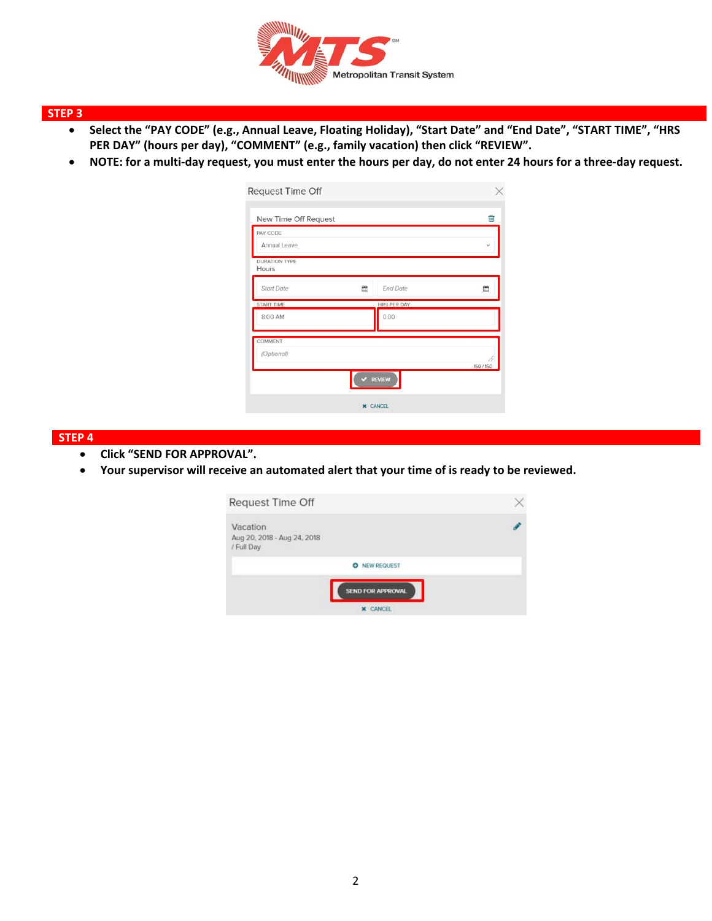## STEP 3

- Select the "PAY CODE" (e.g., Annual Leave, Floating Holiday), "Start Date" and "End Date", "START TIME", "HRS PER DAY" (hours per day), "COMMENT" (e.g., family vacation) then click "REVIEW".
- NOTE: for a multi-day request, you must enter the hours per day, do not enter 24 hours for a three-day request.

## STEP 4

- Click "SEND FOR APPROVAL".
- Your supervisor will receive an automated alert that your time of is ready to be reviewed.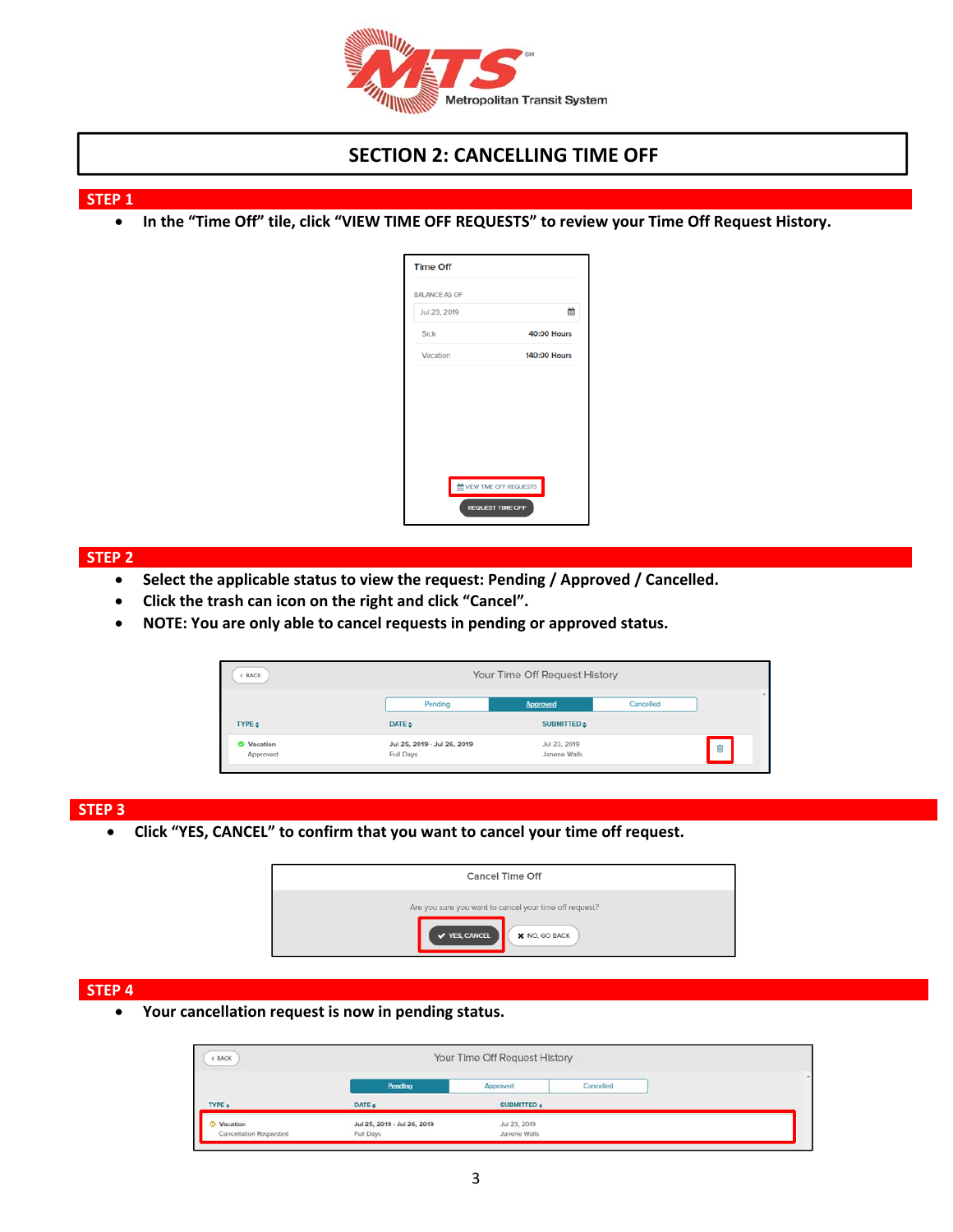# SECTION 2: CANCELLING TIME OFF

## STEP 1

- **In the "Time Off" tile, click "VIEW TIME OFF REQUESTS" to review your Time Off Request History.**

## STEP 2

- **Select the applicable status to view the request: Pending / Approved / Cancelled.**
- **Click the trash can icon on the right and click "Cancel".**
- **NOTE: You are only able to cancel requests in pending or approved status.**

## STEP 3

- **Click "YES, CANCEL" to confirm that you want to cancel your time off request.**

## STEP 4

- **Your cancellation request is now in pending status.**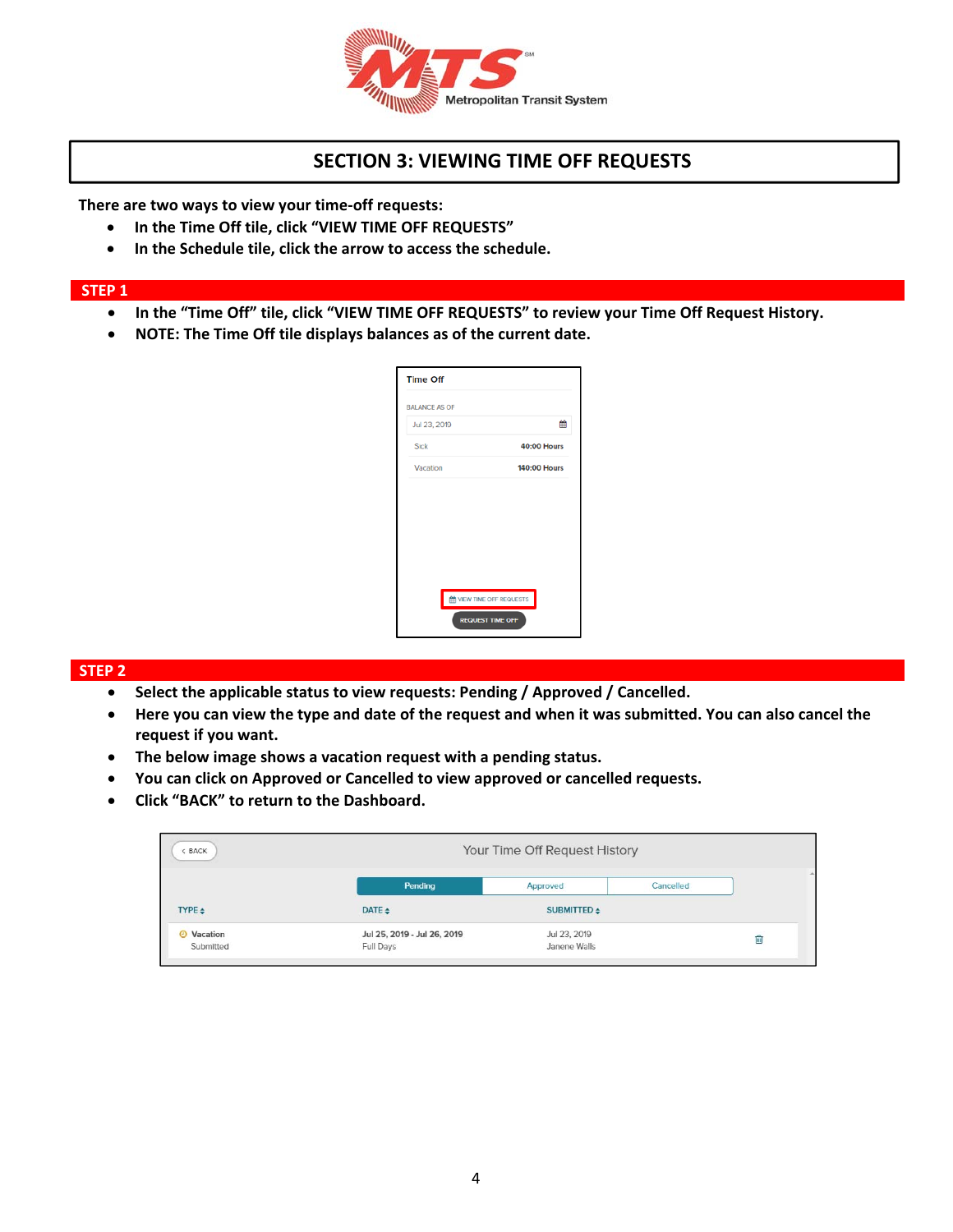# SECTION 3: VIEWING TIME OFF REQUESTS

**There are two ways to view your time-off requests:**

- **In the Time Off tile, click "VIEW TIME OFF REQUESTS"**
- **In the Schedule tile, click the arrow to access the schedule.**

## STEP 1

- **In the "Time Off" tile, click "VIEW TIME OFF REQUESTS" to review your Time Off Request History.**
- **NOTE: The Time Off tile displays balances as of the current date.**

Time Off

BALANCE AS OF

Jul 23, 2019

| | |
|---|---|
| Sick | 40:00 Hours |
| Vacation | 140:00 Hours |

VIEW TIME OFF REQUESTS

REQUEST TIME OFF

## STEP 2

- **Select the applicable status to view requests: Pending / Approved / Cancelled.**
- **Here you can view the type and date of the request and when it was submitted. You can also cancel the request if you want.**
- **The below image shows a vacation request with a pending status.**
- **You can click on Approved or Cancelled to view approved or cancelled requests.**
- **Click "BACK" to return to the Dashboard.**

‹ BACK

Your Time Off Request History

Pending | Approved | Cancelled

| TYPE | DATE | SUBMITTED |
|---|---|---|
| Vacation<br>Submitted | Jul 25, 2019 - Jul 26, 2019<br>Full Days | Jul 23, 2019<br>Janene Walls |